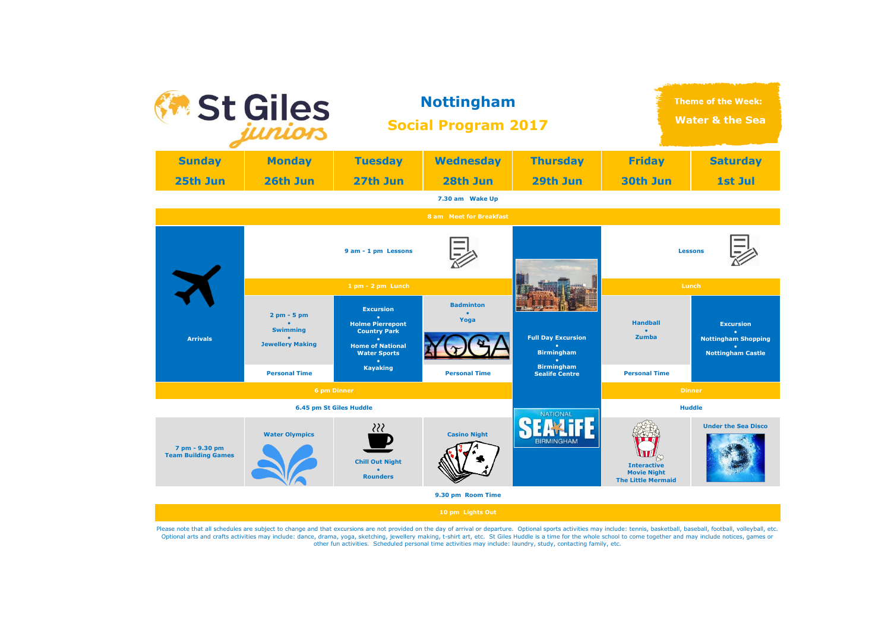# St Giles juniors

## Nottingham

## Social Program 2017

**Theme of the Week: Water & the Sea**

| Sunday 25th Jun | Monday 26th Jun | Tuesday 27th Jun | Wednesday 28th Jun | Thursday 29th Jun | Friday 30th Jun | Saturday 1st Jul |
|---|---|---|---|---|---|---|
| 7.30 am Wake Up | | | | | | |
| 8 am Meet for Breakfast | | | | | | |
| Arrivals | 9 am - 1 pm Lessons | | | Full Day Excursion • Birmingham • Birmingham Sealife Centre | Lessons | |
| | 1 pm - 2 pm Lunch | | | | Lunch | |
| | 2 pm - 5 pm • Swimming • Jewellery Making | Excursion • Holme Pierrepont Country Park • Home of National Water Sports • Kayaking | Badminton • Yoga | | Handball • Zumba | Excursion • Nottingham Shopping • Nottingham Castle |
| | Personal Time | | Personal Time | | Personal Time | |
| 6 pm Dinner | | | | | Dinner | |
| 6.45 pm St Giles Huddle | | | | | Huddle | |
| 7 pm - 9.30 pm Team Building Games | Water Olympics | Chill Out Night • Rounders | Casino Night | | Interactive Movie Night The Little Mermaid | Under the Sea Disco |
| 9.30 pm Room Time | | | | | | |
| 10 pm Lights Out | | | | | | |

Please note that all schedules are subject to change and that excursions are not provided on the day of arrival or departure. Optional sports activities may include: tennis, basketball, baseball, football, volleyball, etc. Optional arts and crafts activities may include: dance, drama, yoga, sketching, jewellery making, t-shirt art, etc. St Giles Huddle is a time for the whole school to come together and may include notices, games or other fun activities. Scheduled personal time activities may include: laundry, study, contacting family, etc.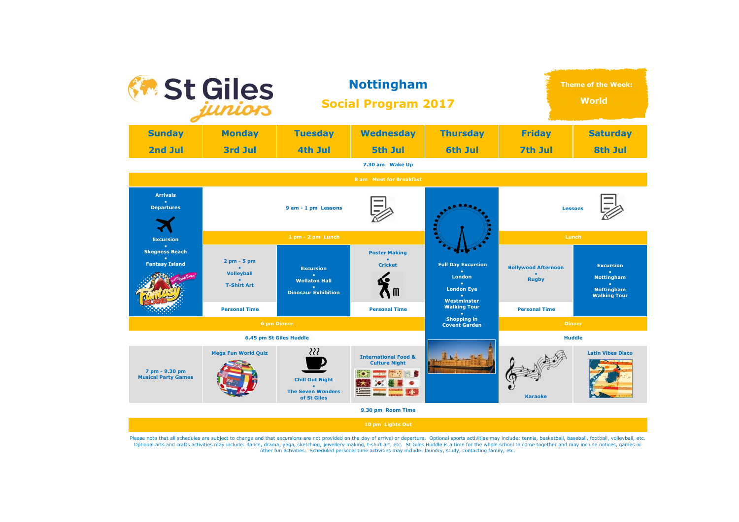# St Giles juniors

## Nottingham

## Social Program 2017

**Theme of the Week: World**

| Sunday 2nd Jul | Monday 3rd Jul | Tuesday 4th Jul | Wednesday 5th Jul | Thursday 6th Jul | Friday 7th Jul | Saturday 8th Jul |
|---|---|---|---|---|---|---|
| 7.30 am Wake Up | | | | | | |
| 8 am Meet for Breakfast | | | | | | |
| Arrivals • Departures | 9 am - 1 pm Lessons | | | Full Day Excursion • London • London Eye • Westminster Walking Tour • Shopping in Covent Garden | Lessons | |
| Excursion • Skegness Beach • Fantasy Island | 1 pm - 2 pm Lunch | | | | Lunch | |
| | 2 pm - 5 pm • Volleyball • T-Shirt Art | Excursion • Wollaton Hall • Dinosaur Exhibition | Poster Making • Cricket | | Bollywood Afternoon • Rugby | Excursion • Nottingham • Nottingham Walking Tour |
| | Personal Time | | Personal Time | | Personal Time | |
| 6 pm Dinner | | | | | Dinner | |
| 6.45 pm St Giles Huddle | | | | | Huddle | |
| 7 pm - 9.30 pm Musical Party Games | Mega Fun World Quiz | Chill Out Night • The Seven Wonders of St Giles | International Food & Culture Night | | Karaoke | Latin Vibes Disco |
| 9.30 pm Room Time | | | | | | |
| 10 pm Lights Out | | | | | | |

Please note that all schedules are subject to change and that excursions are not provided on the day of arrival or departure. Optional sports activities may include: tennis, basketball, baseball, football, volleyball, etc. Optional arts and crafts activities may include: dance, drama, yoga, sketching, jewellery making, t-shirt art, etc. St Giles Huddle is a time for the whole school to come together and may include notices, games or other fun activities. Scheduled personal time activities may include: laundry, study, contacting family, etc.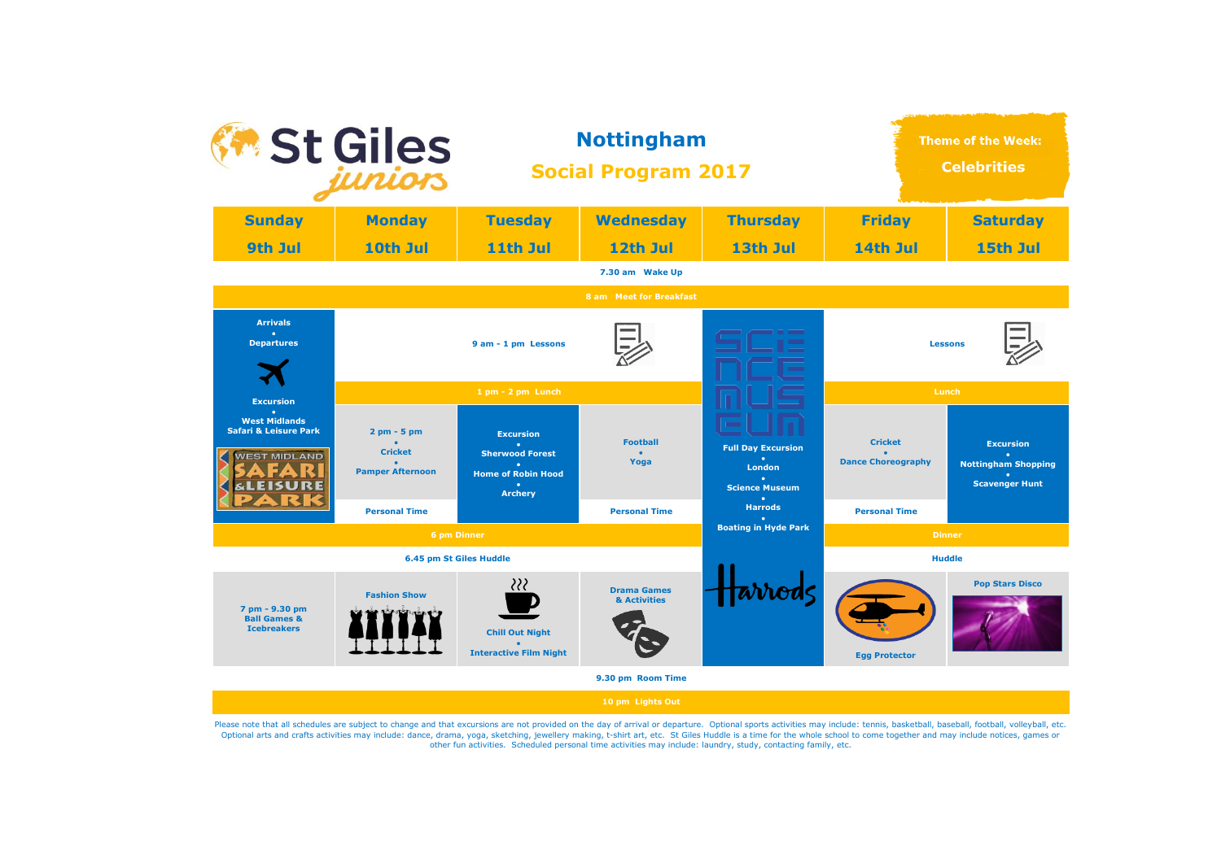# St Giles juniors

## Nottingham

## Social Program 2017

**Theme of the Week: Celebrities**

| Sunday 9th Jul | Monday 10th Jul | Tuesday 11th Jul | Wednesday 12th Jul | Thursday 13th Jul | Friday 14th Jul | Saturday 15th Jul |
|---|---|---|---|---|---|---|
| 7.30 am Wake Up | | | | | | |
| 8 am Meet for Breakfast | | | | | | |
| Arrivals • Departures | 9 am - 1 pm Lessons | | | Full Day Excursion • London • Science Museum • Harrods • Boating in Hyde Park | Lessons | |
| | 1 pm - 2 pm Lunch | | | | Lunch | |
| Excursion • West Midlands Safari & Leisure Park | 2 pm - 5 pm • Cricket • Pamper Afternoon | Excursion • Sherwood Forest • Home of Robin Hood • Archery | Football • Yoga | | Cricket • Dance Choreography | Excursion • Nottingham Shopping • Scavenger Hunt |
| | Personal Time | | Personal Time | | Personal Time | |
| 6 pm Dinner | | | | | Dinner | |
| 6.45 pm St Giles Huddle | | | | | Huddle | |
| 7 pm - 9.30 pm Ball Games & Icebreakers | Fashion Show | Chill Out Night • Interactive Film Night | Drama Games & Activities | | Egg Protector | Pop Stars Disco |
| 9.30 pm Room Time | | | | | | |
| 10 pm Lights Out | | | | | | |

Please note that all schedules are subject to change and that excursions are not provided on the day of arrival or departure. Optional sports activities may include: tennis, basketball, baseball, football, volleyball, etc. Optional arts and crafts activities may include: dance, drama, yoga, sketching, jewellery making, t-shirt art, etc. St Giles Huddle is a time for the whole school to come together and may include notices, games or other fun activities. Scheduled personal time activities may include: laundry, study, contacting family, etc.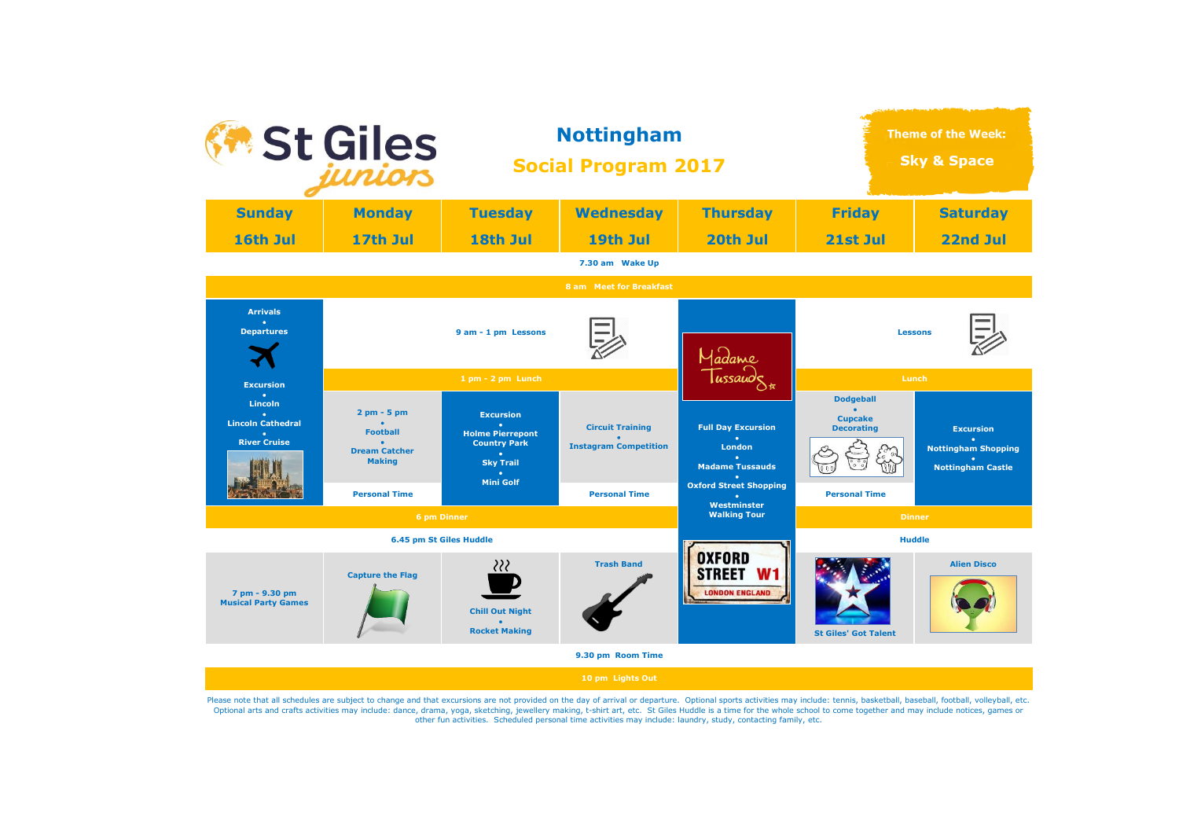# St Giles juniors

## Nottingham

## Social Program 2017

**Theme of the Week: Sky & Space**

| Sunday 16th Jul | Monday 17th Jul | Tuesday 18th Jul | Wednesday 19th Jul | Thursday 20th Jul | Friday 21st Jul | Saturday 22nd Jul |
|---|---|---|---|---|---|---|
| 7.30 am Wake Up | | | | | | |
| 8 am Meet for Breakfast | | | | | | |
| Arrivals • Departures | 9 am - 1 pm Lessons | | | Madame Tussauds | Lessons | |
| | 1 pm - 2 pm Lunch | | | | Lunch | |
| Excursion • Lincoln • Lincoln Cathedral • River Cruise | 2 pm - 5 pm • Football • Dream Catcher Making | Excursion • Holme Pierrepont Country Park • Sky Trail • Mini Golf | Circuit Training • Instagram Competition | Full Day Excursion • London • Madame Tussauds • Oxford Street Shopping • Westminster Walking Tour | Dodgeball • Cupcake Decorating | Excursion • Nottingham Shopping • Nottingham Castle |
| | Personal Time | | Personal Time | | Personal Time | |
| 6 pm Dinner | | | | | Dinner | |
| 6.45 pm St Giles Huddle | | | | OXFORD STREET W1 LONDON ENGLAND | Huddle | |
| 7 pm - 9.30 pm Musical Party Games | Capture the Flag | Chill Out Night • Rocket Making | Trash Band | | St Giles' Got Talent | Alien Disco |
| 9.30 pm Room Time | | | | | | |
| 10 pm Lights Out | | | | | | |

Please note that all schedules are subject to change and that excursions are not provided on the day of arrival or departure. Optional sports activities may include: tennis, basketball, baseball, football, volleyball, etc. Optional arts and crafts activities may include: dance, drama, yoga, sketching, jewellery making, t-shirt art, etc. St Giles Huddle is a time for the whole school to come together and may include notices, games or other fun activities. Scheduled personal time activities may include: laundry, study, contacting family, etc.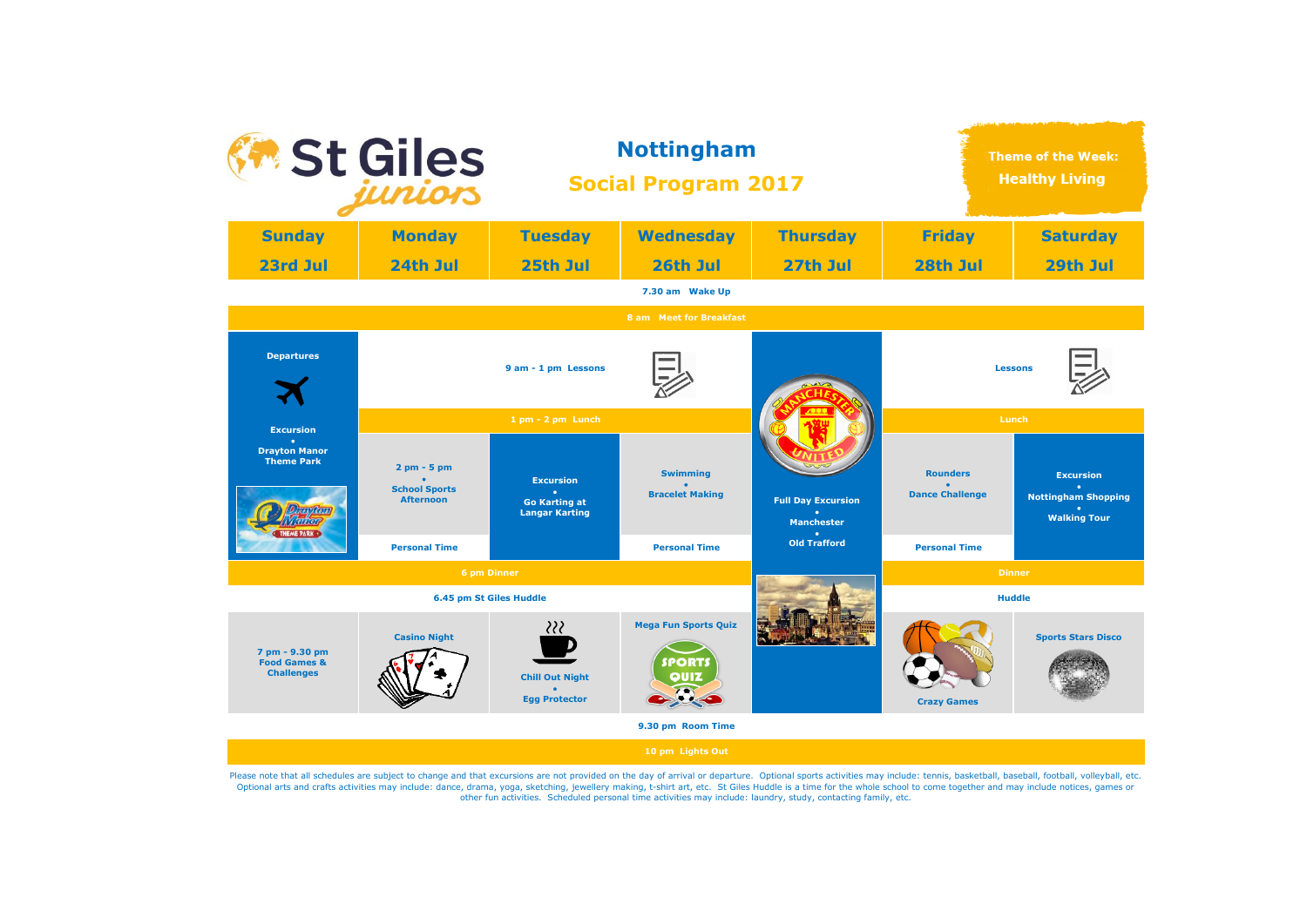# St Giles juniors

## Nottingham

## Social Program 2017

**Theme of the Week: Healthy Living**

| Sunday 23rd Jul | Monday 24th Jul | Tuesday 25th Jul | Wednesday 26th Jul | Thursday 27th Jul | Friday 28th Jul | Saturday 29th Jul |
|---|---|---|---|---|---|---|
| 7.30 am Wake Up | | | | | | |
| 8 am Meet for Breakfast | | | | | | |
| Departures | 9 am - 1 pm Lessons | | | Full Day Excursion • Manchester • Old Trafford | Lessons | |
| Excursion • Drayton Manor Theme Park | 1 pm - 2 pm Lunch | | | | Lunch | |
| | 2 pm - 5 pm • School Sports Afternoon | Excursion • Go Karting at Langar Karting | Swimming • Bracelet Making | | Rounders • Dance Challenge | Excursion • Nottingham Shopping • Walking Tour |
| | Personal Time | | Personal Time | | Personal Time | |
| 6 pm Dinner | | | | | Dinner | |
| 6.45 pm St Giles Huddle | | | | | Huddle | |
| 7 pm - 9.30 pm Food Games & Challenges | Casino Night | Chill Out Night • Egg Protector | Mega Fun Sports Quiz | | Crazy Games | Sports Stars Disco |
| 9.30 pm Room Time | | | | | | |
| 10 pm Lights Out | | | | | | |

Please note that all schedules are subject to change and that excursions are not provided on the day of arrival or departure. Optional sports activities may include: tennis, basketball, baseball, football, volleyball, etc. Optional arts and crafts activities may include: dance, drama, yoga, sketching, jewellery making, t-shirt art, etc. St Giles Huddle is a time for the whole school to come together and may include notices, games or other fun activities. Scheduled personal time activities may include: laundry, study, contacting family, etc.